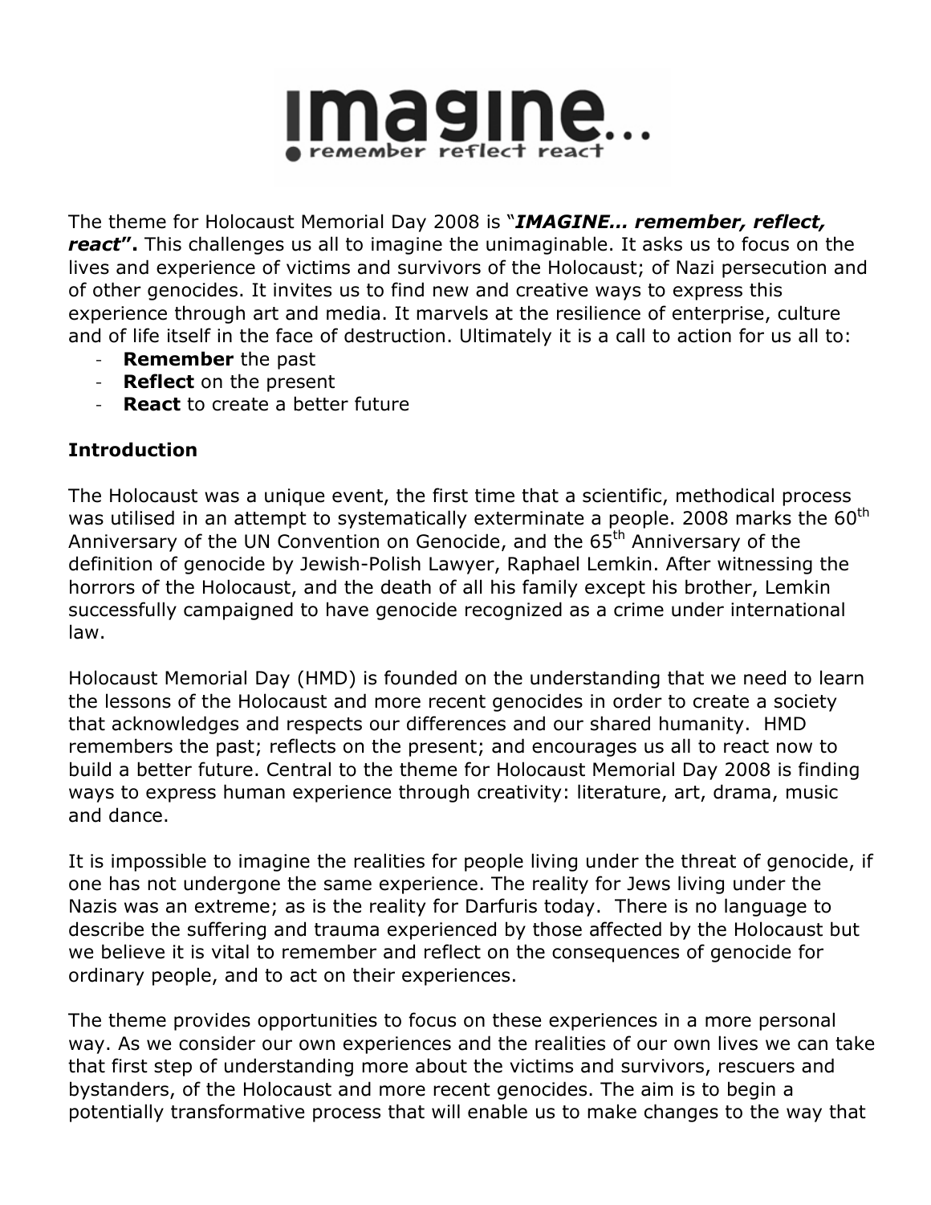# imagine...

remember reflect react

The theme for Holocaust Memorial Day 2008 is "***IMAGINE... remember, reflect, react***". This challenges us all to imagine the unimaginable. It asks us to focus on the lives and experience of victims and survivors of the Holocaust; of Nazi persecution and of other genocides. It invites us to find new and creative ways to express this experience through art and media. It marvels at the resilience of enterprise, culture and of life itself in the face of destruction. Ultimately it is a call to action for us all to:

- **Remember** the past
- **Reflect** on the present
- **React** to create a better future

## Introduction

The Holocaust was a unique event, the first time that a scientific, methodical process was utilised in an attempt to systematically exterminate a people. 2008 marks the 60th Anniversary of the UN Convention on Genocide, and the 65th Anniversary of the definition of genocide by Jewish-Polish Lawyer, Raphael Lemkin. After witnessing the horrors of the Holocaust, and the death of all his family except his brother, Lemkin successfully campaigned to have genocide recognized as a crime under international law.

Holocaust Memorial Day (HMD) is founded on the understanding that we need to learn the lessons of the Holocaust and more recent genocides in order to create a society that acknowledges and respects our differences and our shared humanity. HMD remembers the past; reflects on the present; and encourages us all to react now to build a better future. Central to the theme for Holocaust Memorial Day 2008 is finding ways to express human experience through creativity: literature, art, drama, music and dance.

It is impossible to imagine the realities for people living under the threat of genocide, if one has not undergone the same experience. The reality for Jews living under the Nazis was an extreme; as is the reality for Darfuris today. There is no language to describe the suffering and trauma experienced by those affected by the Holocaust but we believe it is vital to remember and reflect on the consequences of genocide for ordinary people, and to act on their experiences.

The theme provides opportunities to focus on these experiences in a more personal way. As we consider our own experiences and the realities of our own lives we can take that first step of understanding more about the victims and survivors, rescuers and bystanders, of the Holocaust and more recent genocides. The aim is to begin a potentially transformative process that will enable us to make changes to the way that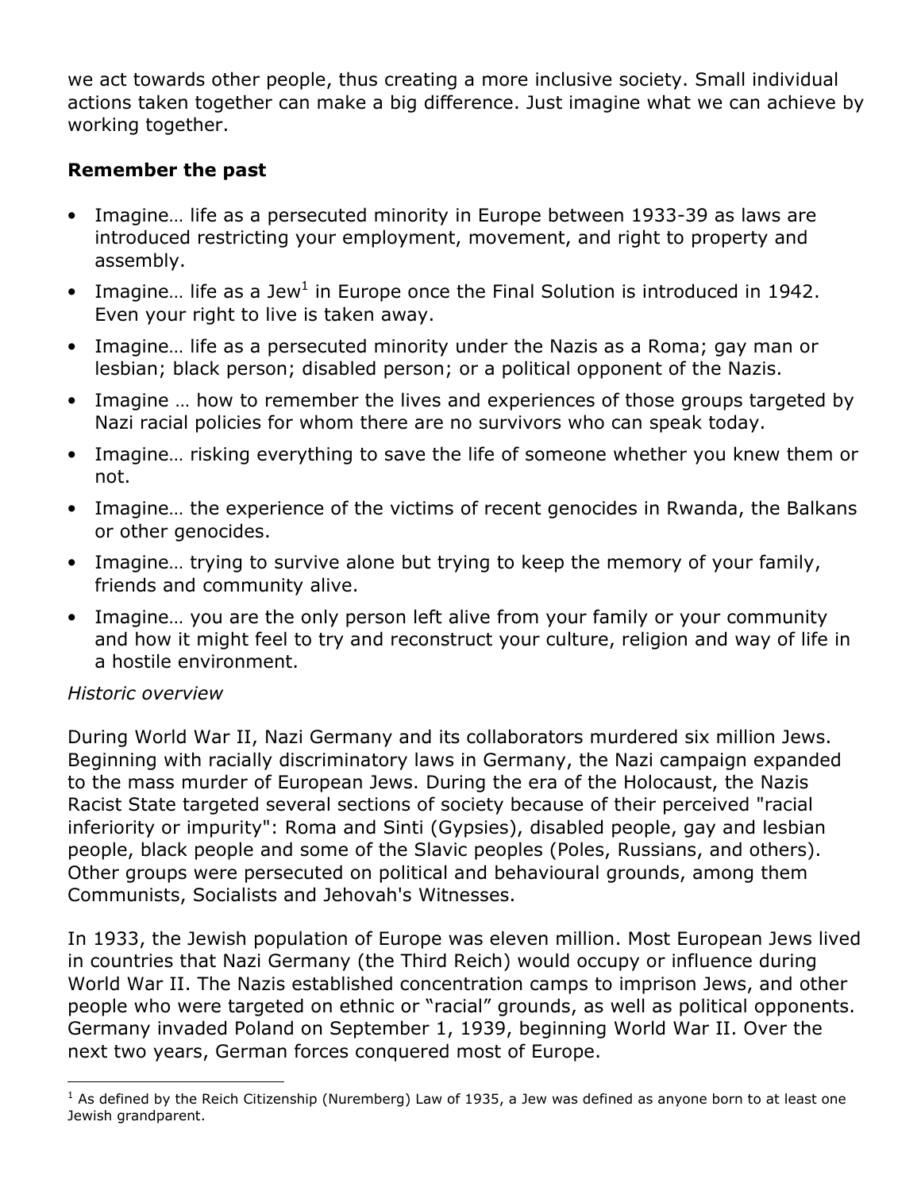we act towards other people, thus creating a more inclusive society. Small individual actions taken together can make a big difference. Just imagine what we can achieve by working together.

## Remember the past

- Imagine… life as a persecuted minority in Europe between 1933-39 as laws are introduced restricting your employment, movement, and right to property and assembly.
- Imagine… life as a Jew[1] in Europe once the Final Solution is introduced in 1942. Even your right to live is taken away.
- Imagine… life as a persecuted minority under the Nazis as a Roma; gay man or lesbian; black person; disabled person; or a political opponent of the Nazis.
- Imagine … how to remember the lives and experiences of those groups targeted by Nazi racial policies for whom there are no survivors who can speak today.
- Imagine… risking everything to save the life of someone whether you knew them or not.
- Imagine… the experience of the victims of recent genocides in Rwanda, the Balkans or other genocides.
- Imagine… trying to survive alone but trying to keep the memory of your family, friends and community alive.
- Imagine… you are the only person left alive from your family or your community and how it might feel to try and reconstruct your culture, religion and way of life in a hostile environment.

*Historic overview*

During World War II, Nazi Germany and its collaborators murdered six million Jews. Beginning with racially discriminatory laws in Germany, the Nazi campaign expanded to the mass murder of European Jews. During the era of the Holocaust, the Nazis Racist State targeted several sections of society because of their perceived "racial inferiority or impurity": Roma and Sinti (Gypsies), disabled people, gay and lesbian people, black people and some of the Slavic peoples (Poles, Russians, and others). Other groups were persecuted on political and behavioural grounds, among them Communists, Socialists and Jehovah's Witnesses.

In 1933, the Jewish population of Europe was eleven million. Most European Jews lived in countries that Nazi Germany (the Third Reich) would occupy or influence during World War II. The Nazis established concentration camps to imprison Jews, and other people who were targeted on ethnic or "racial" grounds, as well as political opponents. Germany invaded Poland on September 1, 1939, beginning World War II. Over the next two years, German forces conquered most of Europe.

---

[1] As defined by the Reich Citizenship (Nuremberg) Law of 1935, a Jew was defined as anyone born to at least one Jewish grandparent.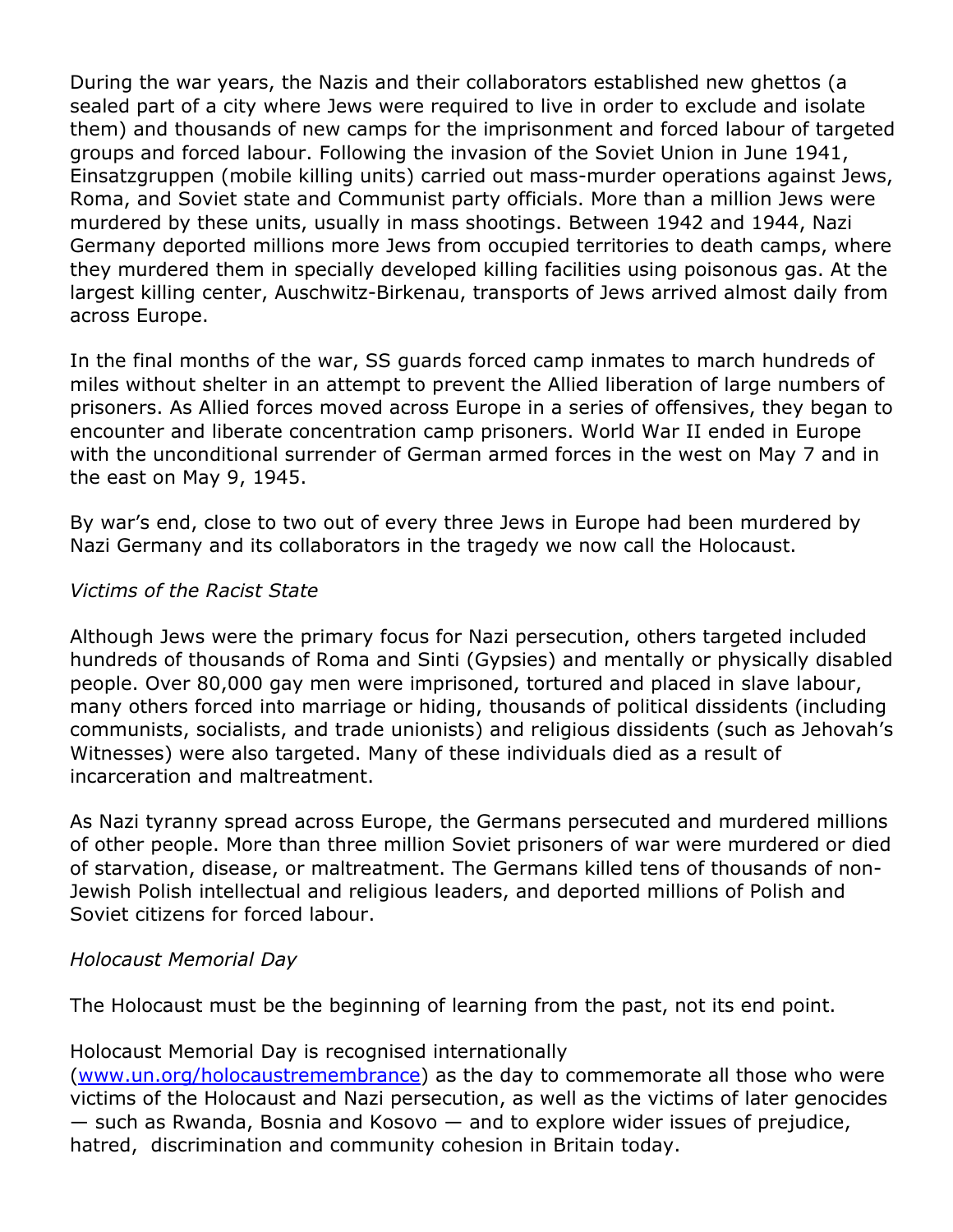During the war years, the Nazis and their collaborators established new ghettos (a sealed part of a city where Jews were required to live in order to exclude and isolate them) and thousands of new camps for the imprisonment and forced labour of targeted groups and forced labour. Following the invasion of the Soviet Union in June 1941, Einsatzgruppen (mobile killing units) carried out mass-murder operations against Jews, Roma, and Soviet state and Communist party officials. More than a million Jews were murdered by these units, usually in mass shootings. Between 1942 and 1944, Nazi Germany deported millions more Jews from occupied territories to death camps, where they murdered them in specially developed killing facilities using poisonous gas. At the largest killing center, Auschwitz-Birkenau, transports of Jews arrived almost daily from across Europe.

In the final months of the war, SS guards forced camp inmates to march hundreds of miles without shelter in an attempt to prevent the Allied liberation of large numbers of prisoners. As Allied forces moved across Europe in a series of offensives, they began to encounter and liberate concentration camp prisoners. World War II ended in Europe with the unconditional surrender of German armed forces in the west on May 7 and in the east on May 9, 1945.

By war's end, close to two out of every three Jews in Europe had been murdered by Nazi Germany and its collaborators in the tragedy we now call the Holocaust.

*Victims of the Racist State*

Although Jews were the primary focus for Nazi persecution, others targeted included hundreds of thousands of Roma and Sinti (Gypsies) and mentally or physically disabled people. Over 80,000 gay men were imprisoned, tortured and placed in slave labour, many others forced into marriage or hiding, thousands of political dissidents (including communists, socialists, and trade unionists) and religious dissidents (such as Jehovah's Witnesses) were also targeted. Many of these individuals died as a result of incarceration and maltreatment.

As Nazi tyranny spread across Europe, the Germans persecuted and murdered millions of other people. More than three million Soviet prisoners of war were murdered or died of starvation, disease, or maltreatment. The Germans killed tens of thousands of non-Jewish Polish intellectual and religious leaders, and deported millions of Polish and Soviet citizens for forced labour.

*Holocaust Memorial Day*

The Holocaust must be the beginning of learning from the past, not its end point.

Holocaust Memorial Day is recognised internationally ([www.un.org/holocaustremembrance](www.un.org/holocaustremembrance)) as the day to commemorate all those who were victims of the Holocaust and Nazi persecution, as well as the victims of later genocides — such as Rwanda, Bosnia and Kosovo — and to explore wider issues of prejudice, hatred, discrimination and community cohesion in Britain today.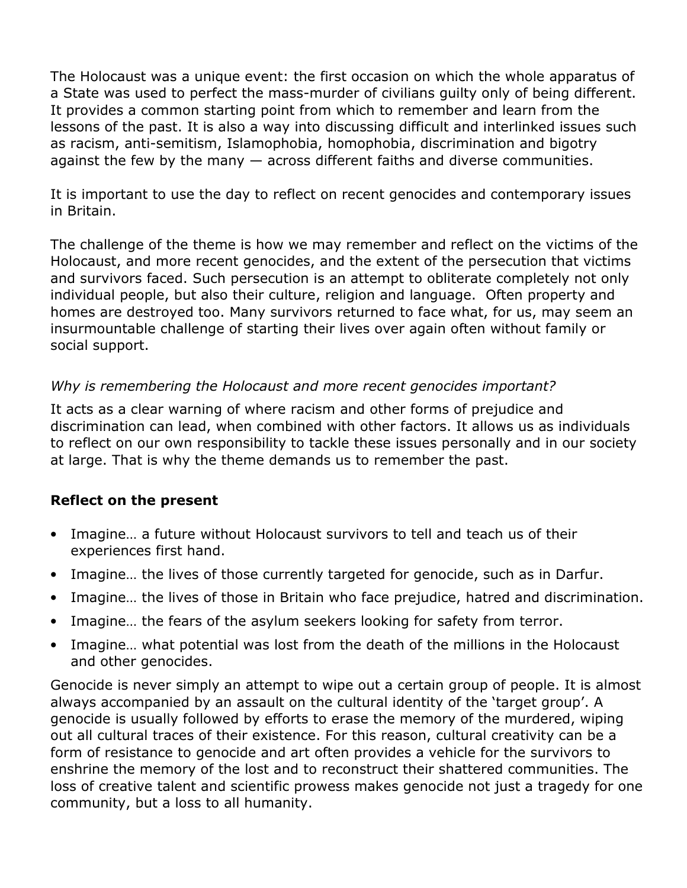The Holocaust was a unique event: the first occasion on which the whole apparatus of a State was used to perfect the mass-murder of civilians guilty only of being different. It provides a common starting point from which to remember and learn from the lessons of the past. It is also a way into discussing difficult and interlinked issues such as racism, anti-semitism, Islamophobia, homophobia, discrimination and bigotry against the few by the many — across different faiths and diverse communities.

It is important to use the day to reflect on recent genocides and contemporary issues in Britain.

The challenge of the theme is how we may remember and reflect on the victims of the Holocaust, and more recent genocides, and the extent of the persecution that victims and survivors faced. Such persecution is an attempt to obliterate completely not only individual people, but also their culture, religion and language. Often property and homes are destroyed too. Many survivors returned to face what, for us, may seem an insurmountable challenge of starting their lives over again often without family or social support.

*Why is remembering the Holocaust and more recent genocides important?*

It acts as a clear warning of where racism and other forms of prejudice and discrimination can lead, when combined with other factors. It allows us as individuals to reflect on our own responsibility to tackle these issues personally and in our society at large. That is why the theme demands us to remember the past.

### Reflect on the present

- Imagine… a future without Holocaust survivors to tell and teach us of their experiences first hand.
- Imagine… the lives of those currently targeted for genocide, such as in Darfur.
- Imagine… the lives of those in Britain who face prejudice, hatred and discrimination.
- Imagine… the fears of the asylum seekers looking for safety from terror.
- Imagine… what potential was lost from the death of the millions in the Holocaust and other genocides.

Genocide is never simply an attempt to wipe out a certain group of people. It is almost always accompanied by an assault on the cultural identity of the 'target group'. A genocide is usually followed by efforts to erase the memory of the murdered, wiping out all cultural traces of their existence. For this reason, cultural creativity can be a form of resistance to genocide and art often provides a vehicle for the survivors to enshrine the memory of the lost and to reconstruct their shattered communities. The loss of creative talent and scientific prowess makes genocide not just a tragedy for one community, but a loss to all humanity.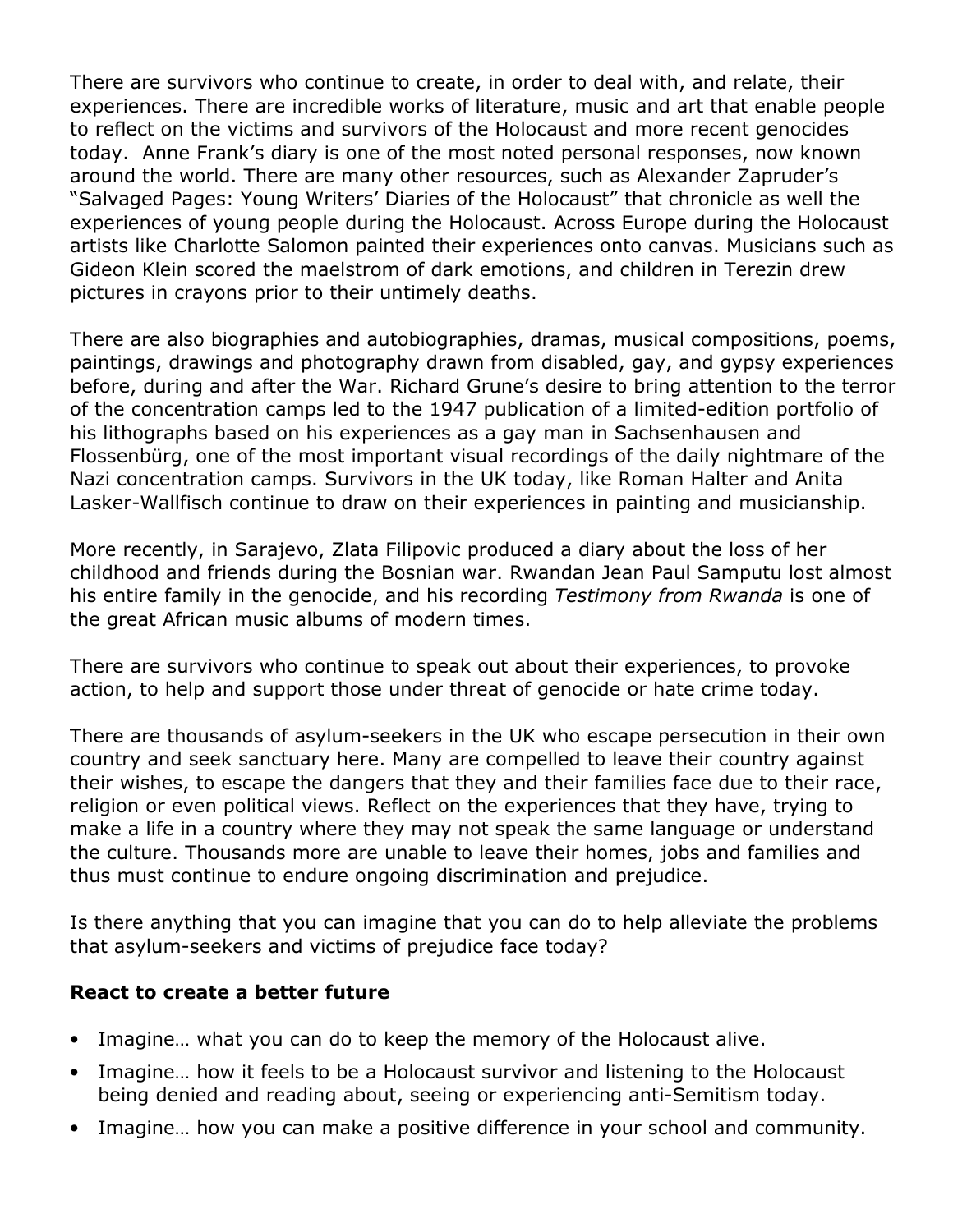There are survivors who continue to create, in order to deal with, and relate, their experiences. There are incredible works of literature, music and art that enable people to reflect on the victims and survivors of the Holocaust and more recent genocides today.  Anne Frank's diary is one of the most noted personal responses, now known around the world. There are many other resources, such as Alexander Zapruder's "Salvaged Pages: Young Writers' Diaries of the Holocaust" that chronicle as well the experiences of young people during the Holocaust. Across Europe during the Holocaust artists like Charlotte Salomon painted their experiences onto canvas. Musicians such as Gideon Klein scored the maelstrom of dark emotions, and children in Terezin drew pictures in crayons prior to their untimely deaths.

There are also biographies and autobiographies, dramas, musical compositions, poems, paintings, drawings and photography drawn from disabled, gay, and gypsy experiences before, during and after the War. Richard Grune's desire to bring attention to the terror of the concentration camps led to the 1947 publication of a limited-edition portfolio of his lithographs based on his experiences as a gay man in Sachsenhausen and Flossenbürg, one of the most important visual recordings of the daily nightmare of the Nazi concentration camps. Survivors in the UK today, like Roman Halter and Anita Lasker-Wallfisch continue to draw on their experiences in painting and musicianship.

More recently, in Sarajevo, Zlata Filipovic produced a diary about the loss of her childhood and friends during the Bosnian war. Rwandan Jean Paul Samputu lost almost his entire family in the genocide, and his recording *Testimony from Rwanda* is one of the great African music albums of modern times.

There are survivors who continue to speak out about their experiences, to provoke action, to help and support those under threat of genocide or hate crime today.

There are thousands of asylum-seekers in the UK who escape persecution in their own country and seek sanctuary here. Many are compelled to leave their country against their wishes, to escape the dangers that they and their families face due to their race, religion or even political views. Reflect on the experiences that they have, trying to make a life in a country where they may not speak the same language or understand the culture. Thousands more are unable to leave their homes, jobs and families and thus must continue to endure ongoing discrimination and prejudice.

Is there anything that you can imagine that you can do to help alleviate the problems that asylum-seekers and victims of prejudice face today?

**React to create a better future**

- Imagine… what you can do to keep the memory of the Holocaust alive.
- Imagine… how it feels to be a Holocaust survivor and listening to the Holocaust being denied and reading about, seeing or experiencing anti-Semitism today.
- Imagine… how you can make a positive difference in your school and community.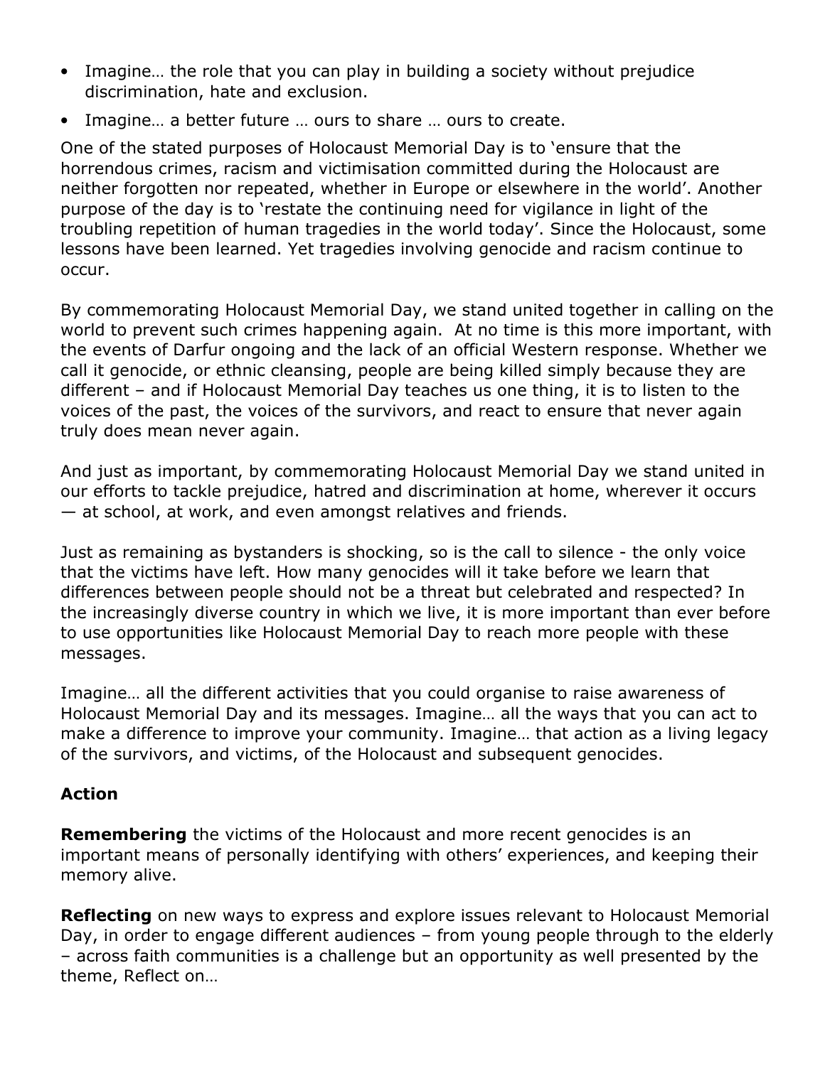- Imagine… the role that you can play in building a society without prejudice discrimination, hate and exclusion.
- Imagine… a better future … ours to share … ours to create.

One of the stated purposes of Holocaust Memorial Day is to 'ensure that the horrendous crimes, racism and victimisation committed during the Holocaust are neither forgotten nor repeated, whether in Europe or elsewhere in the world'. Another purpose of the day is to 'restate the continuing need for vigilance in light of the troubling repetition of human tragedies in the world today'. Since the Holocaust, some lessons have been learned. Yet tragedies involving genocide and racism continue to occur.

By commemorating Holocaust Memorial Day, we stand united together in calling on the world to prevent such crimes happening again. At no time is this more important, with the events of Darfur ongoing and the lack of an official Western response. Whether we call it genocide, or ethnic cleansing, people are being killed simply because they are different – and if Holocaust Memorial Day teaches us one thing, it is to listen to the voices of the past, the voices of the survivors, and react to ensure that never again truly does mean never again.

And just as important, by commemorating Holocaust Memorial Day we stand united in our efforts to tackle prejudice, hatred and discrimination at home, wherever it occurs — at school, at work, and even amongst relatives and friends.

Just as remaining as bystanders is shocking, so is the call to silence - the only voice that the victims have left. How many genocides will it take before we learn that differences between people should not be a threat but celebrated and respected? In the increasingly diverse country in which we live, it is more important than ever before to use opportunities like Holocaust Memorial Day to reach more people with these messages.

Imagine… all the different activities that you could organise to raise awareness of Holocaust Memorial Day and its messages. Imagine… all the ways that you can act to make a difference to improve your community. Imagine… that action as a living legacy of the survivors, and victims, of the Holocaust and subsequent genocides.

**Action**

**Remembering** the victims of the Holocaust and more recent genocides is an important means of personally identifying with others' experiences, and keeping their memory alive.

**Reflecting** on new ways to express and explore issues relevant to Holocaust Memorial Day, in order to engage different audiences – from young people through to the elderly – across faith communities is a challenge but an opportunity as well presented by the theme, Reflect on…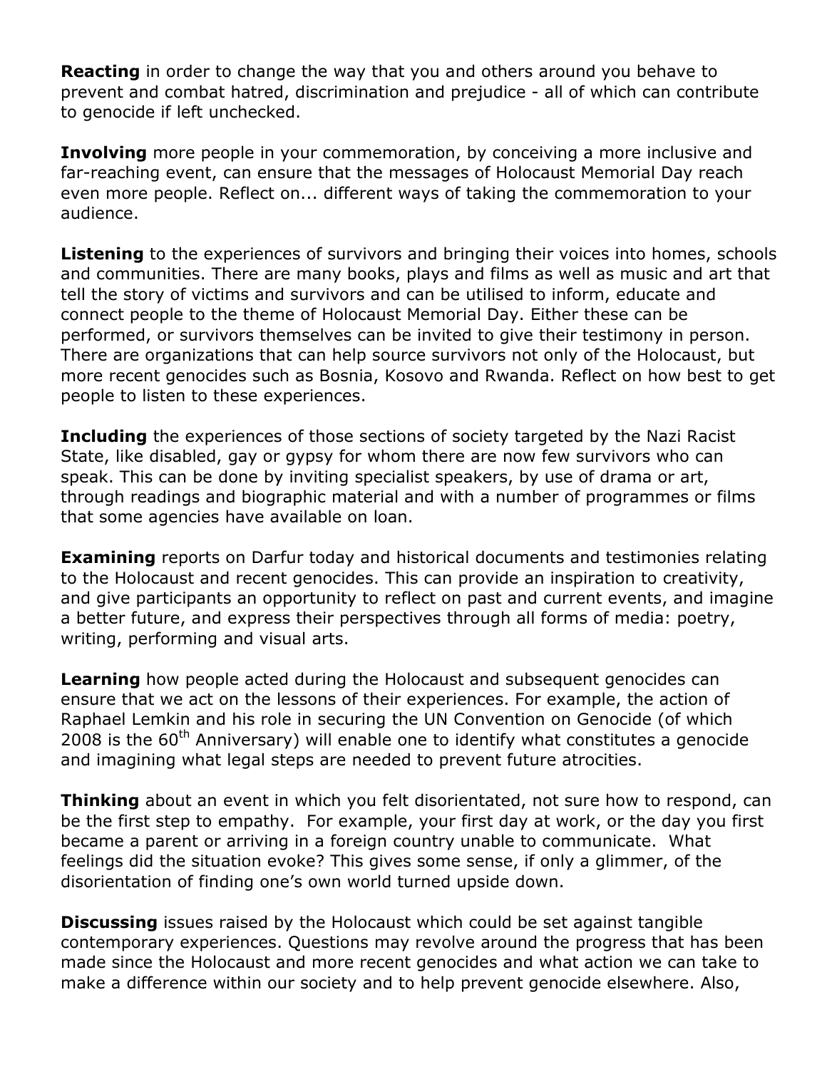**Reacting** in order to change the way that you and others around you behave to prevent and combat hatred, discrimination and prejudice - all of which can contribute to genocide if left unchecked.

**Involving** more people in your commemoration, by conceiving a more inclusive and far-reaching event, can ensure that the messages of Holocaust Memorial Day reach even more people. Reflect on... different ways of taking the commemoration to your audience.

**Listening** to the experiences of survivors and bringing their voices into homes, schools and communities. There are many books, plays and films as well as music and art that tell the story of victims and survivors and can be utilised to inform, educate and connect people to the theme of Holocaust Memorial Day. Either these can be performed, or survivors themselves can be invited to give their testimony in person. There are organizations that can help source survivors not only of the Holocaust, but more recent genocides such as Bosnia, Kosovo and Rwanda. Reflect on how best to get people to listen to these experiences.

**Including** the experiences of those sections of society targeted by the Nazi Racist State, like disabled, gay or gypsy for whom there are now few survivors who can speak. This can be done by inviting specialist speakers, by use of drama or art, through readings and biographic material and with a number of programmes or films that some agencies have available on loan.

**Examining** reports on Darfur today and historical documents and testimonies relating to the Holocaust and recent genocides. This can provide an inspiration to creativity, and give participants an opportunity to reflect on past and current events, and imagine a better future, and express their perspectives through all forms of media: poetry, writing, performing and visual arts.

**Learning** how people acted during the Holocaust and subsequent genocides can ensure that we act on the lessons of their experiences. For example, the action of Raphael Lemkin and his role in securing the UN Convention on Genocide (of which 2008 is the 60th Anniversary) will enable one to identify what constitutes a genocide and imagining what legal steps are needed to prevent future atrocities.

**Thinking** about an event in which you felt disorientated, not sure how to respond, can be the first step to empathy. For example, your first day at work, or the day you first became a parent or arriving in a foreign country unable to communicate. What feelings did the situation evoke? This gives some sense, if only a glimmer, of the disorientation of finding one's own world turned upside down.

**Discussing** issues raised by the Holocaust which could be set against tangible contemporary experiences. Questions may revolve around the progress that has been made since the Holocaust and more recent genocides and what action we can take to make a difference within our society and to help prevent genocide elsewhere. Also,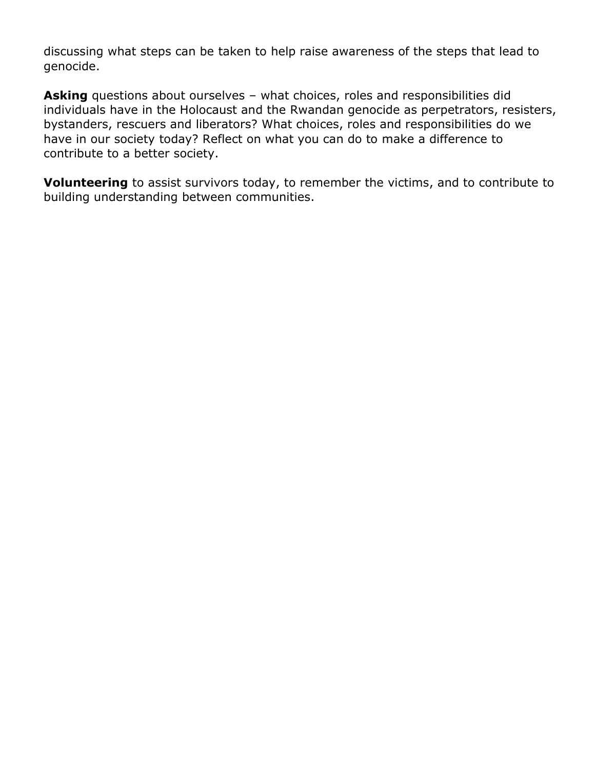discussing what steps can be taken to help raise awareness of the steps that lead to genocide.

**Asking** questions about ourselves – what choices, roles and responsibilities did individuals have in the Holocaust and the Rwandan genocide as perpetrators, resisters, bystanders, rescuers and liberators? What choices, roles and responsibilities do we have in our society today? Reflect on what you can do to make a difference to contribute to a better society.

**Volunteering** to assist survivors today, to remember the victims, and to contribute to building understanding between communities.